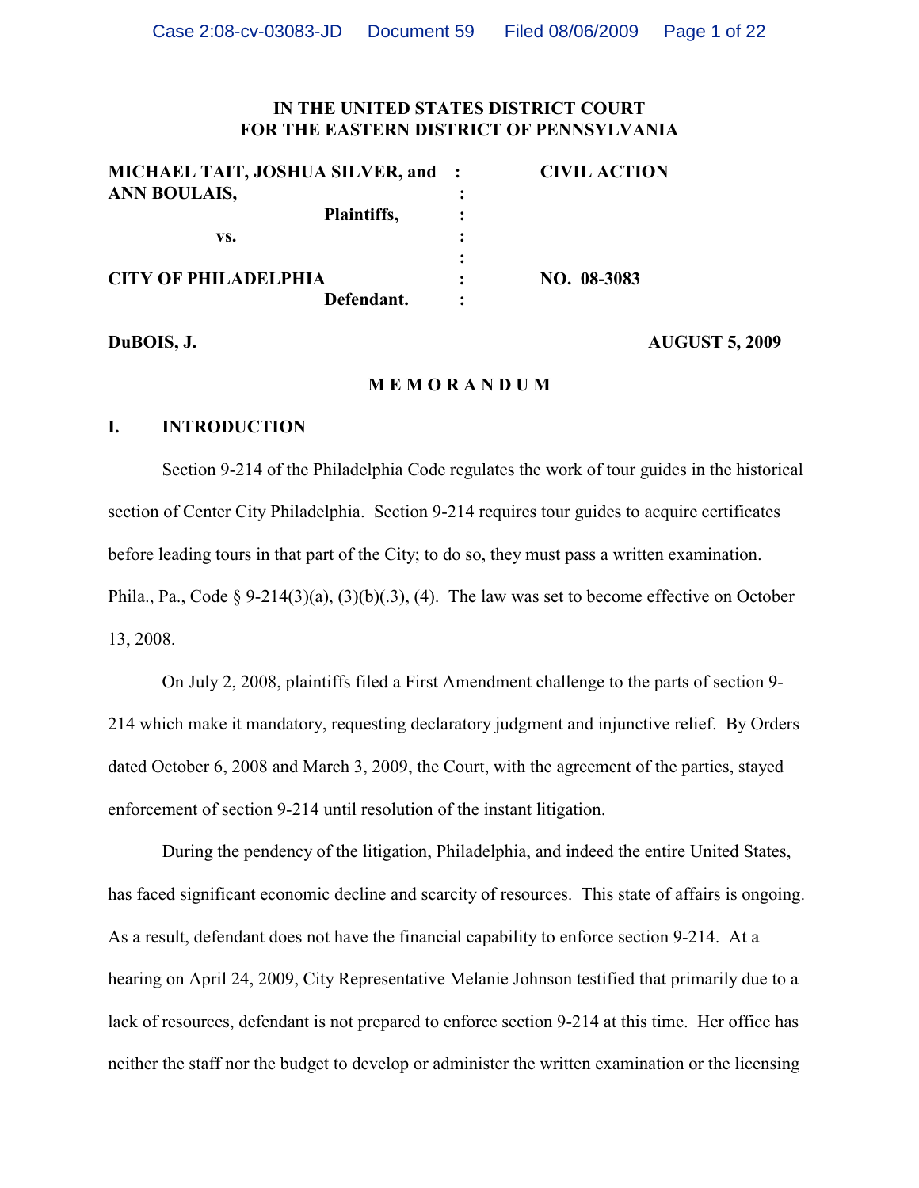IN THE UNITED STATES DISTRICT COURT
FOR THE EASTERN DISTRICT OF PENNSYLVANIA

| | | |
|---|---|---|
| **MICHAEL TAIT, JOSHUA SILVER, and ANN BOULAIS,** | : | **CIVIL ACTION** |
| **Plaintiffs,** | : | |
| **vs.** | : | |
| | : | |
| **CITY OF PHILADELPHIA** | : | **NO. 08-3083** |
| **Defendant.** | : | |

**DuBOIS, J.** **AUGUST 5, 2009**

**M E M O R A N D U M**

## I. INTRODUCTION

Section 9-214 of the Philadelphia Code regulates the work of tour guides in the historical section of Center City Philadelphia. Section 9-214 requires tour guides to acquire certificates before leading tours in that part of the City; to do so, they must pass a written examination. Phila., Pa., Code § 9-214(3)(a), (3)(b)(.3), (4). The law was set to become effective on October 13, 2008.

On July 2, 2008, plaintiffs filed a First Amendment challenge to the parts of section 9-214 which make it mandatory, requesting declaratory judgment and injunctive relief. By Orders dated October 6, 2008 and March 3, 2009, the Court, with the agreement of the parties, stayed enforcement of section 9-214 until resolution of the instant litigation.

During the pendency of the litigation, Philadelphia, and indeed the entire United States, has faced significant economic decline and scarcity of resources. This state of affairs is ongoing. As a result, defendant does not have the financial capability to enforce section 9-214. At a hearing on April 24, 2009, City Representative Melanie Johnson testified that primarily due to a lack of resources, defendant is not prepared to enforce section 9-214 at this time. Her office has neither the staff nor the budget to develop or administer the written examination or the licensing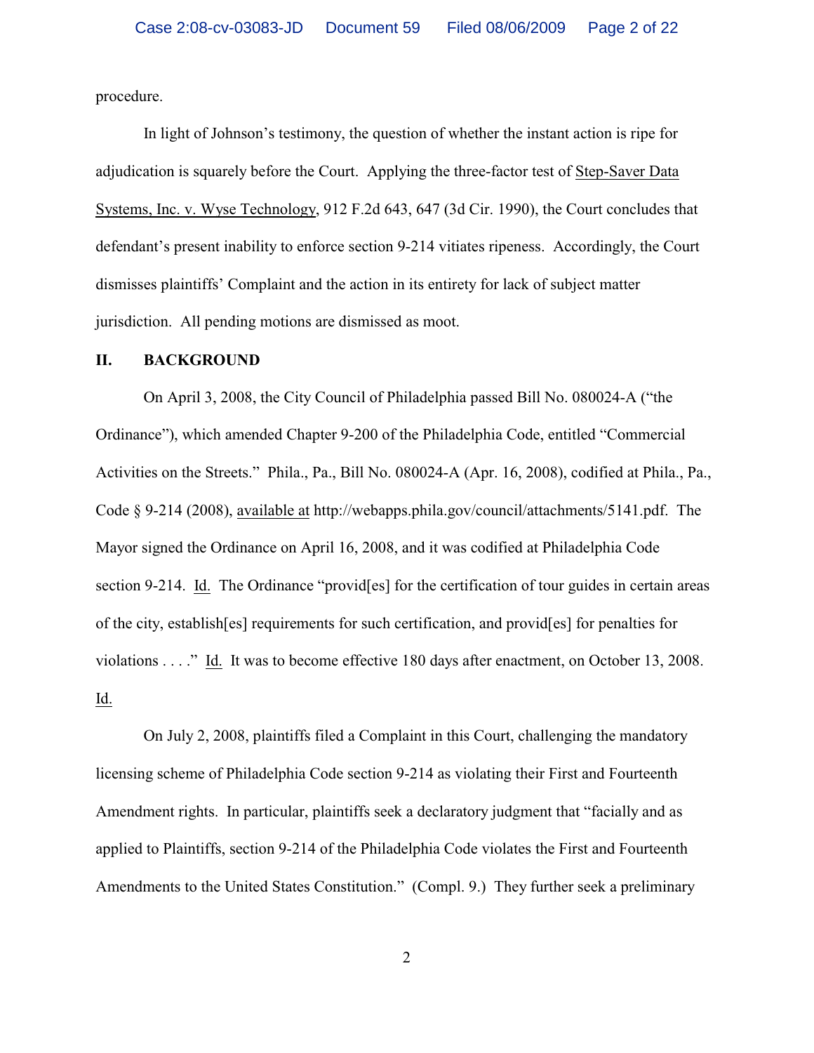procedure.

In light of Johnson's testimony, the question of whether the instant action is ripe for adjudication is squarely before the Court. Applying the three-factor test of Step-Saver Data Systems, Inc. v. Wyse Technology, 912 F.2d 643, 647 (3d Cir. 1990), the Court concludes that defendant's present inability to enforce section 9-214 vitiates ripeness. Accordingly, the Court dismisses plaintiffs' Complaint and the action in its entirety for lack of subject matter jurisdiction. All pending motions are dismissed as moot.

## II. BACKGROUND

On April 3, 2008, the City Council of Philadelphia passed Bill No. 080024-A ("the Ordinance"), which amended Chapter 9-200 of the Philadelphia Code, entitled "Commercial Activities on the Streets." Phila., Pa., Bill No. 080024-A (Apr. 16, 2008), codified at Phila., Pa., Code § 9-214 (2008), available at http://webapps.phila.gov/council/attachments/5141.pdf. The Mayor signed the Ordinance on April 16, 2008, and it was codified at Philadelphia Code section 9-214. Id. The Ordinance "provid[es] for the certification of tour guides in certain areas of the city, establish[es] requirements for such certification, and provid[es] for penalties for violations . . . ." Id. It was to become effective 180 days after enactment, on October 13, 2008. Id.

On July 2, 2008, plaintiffs filed a Complaint in this Court, challenging the mandatory licensing scheme of Philadelphia Code section 9-214 as violating their First and Fourteenth Amendment rights. In particular, plaintiffs seek a declaratory judgment that "facially and as applied to Plaintiffs, section 9-214 of the Philadelphia Code violates the First and Fourteenth Amendments to the United States Constitution." (Compl. 9.) They further seek a preliminary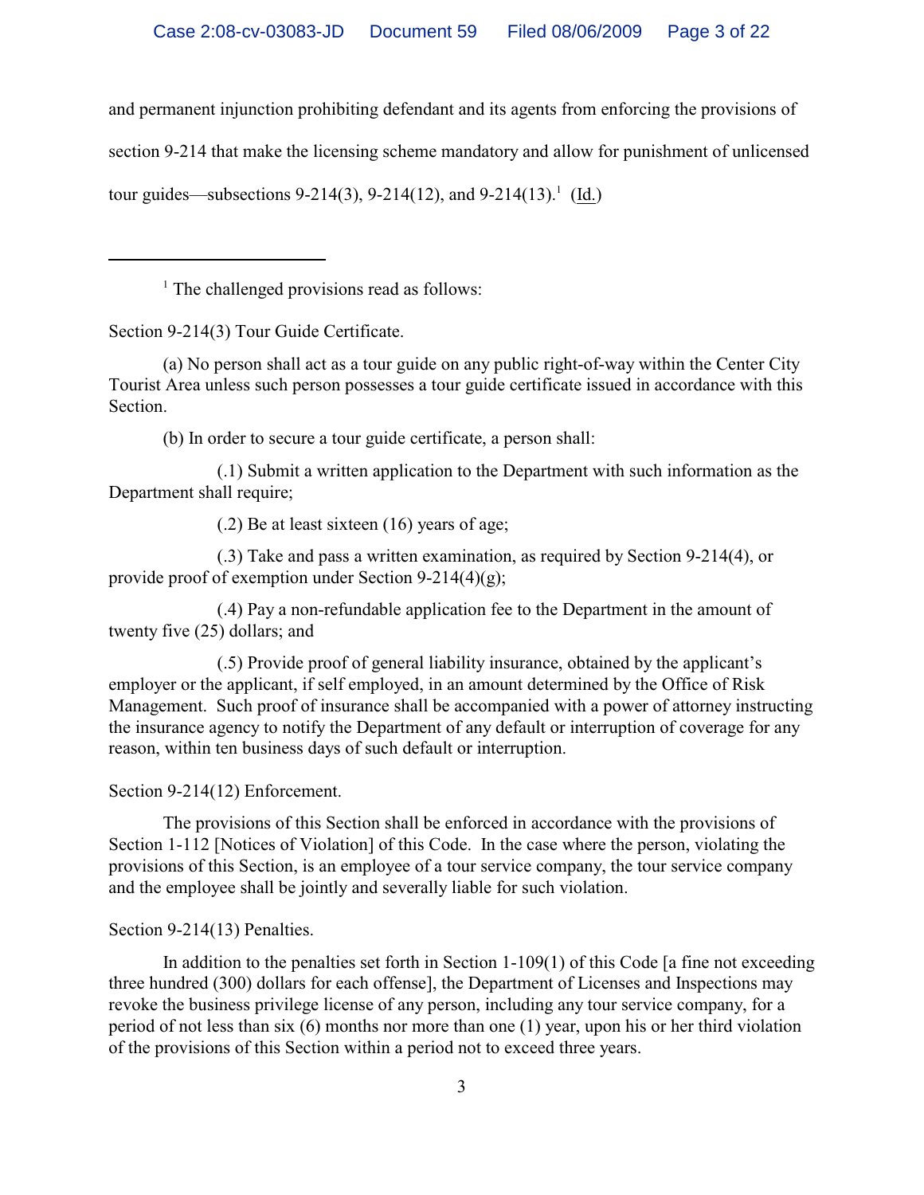and permanent injunction prohibiting defendant and its agents from enforcing the provisions of section 9-214 that make the licensing scheme mandatory and allow for punishment of unlicensed tour guides—subsections 9-214(3), 9-214(12), and 9-214(13).[1] (Id.)

---

[1] The challenged provisions read as follows:

Section 9-214(3) Tour Guide Certificate.

(a) No person shall act as a tour guide on any public right-of-way within the Center City Tourist Area unless such person possesses a tour guide certificate issued in accordance with this Section.

(b) In order to secure a tour guide certificate, a person shall:

(.1) Submit a written application to the Department with such information as the Department shall require;

(.2) Be at least sixteen (16) years of age;

(.3) Take and pass a written examination, as required by Section 9-214(4), or provide proof of exemption under Section 9-214(4)(g);

(.4) Pay a non-refundable application fee to the Department in the amount of twenty five (25) dollars; and

(.5) Provide proof of general liability insurance, obtained by the applicant's employer or the applicant, if self employed, in an amount determined by the Office of Risk Management. Such proof of insurance shall be accompanied with a power of attorney instructing the insurance agency to notify the Department of any default or interruption of coverage for any reason, within ten business days of such default or interruption.

Section 9-214(12) Enforcement.

The provisions of this Section shall be enforced in accordance with the provisions of Section 1-112 [Notices of Violation] of this Code. In the case where the person, violating the provisions of this Section, is an employee of a tour service company, the tour service company and the employee shall be jointly and severally liable for such violation.

Section 9-214(13) Penalties.

In addition to the penalties set forth in Section 1-109(1) of this Code [a fine not exceeding three hundred (300) dollars for each offense], the Department of Licenses and Inspections may revoke the business privilege license of any person, including any tour service company, for a period of not less than six (6) months nor more than one (1) year, upon his or her third violation of the provisions of this Section within a period not to exceed three years.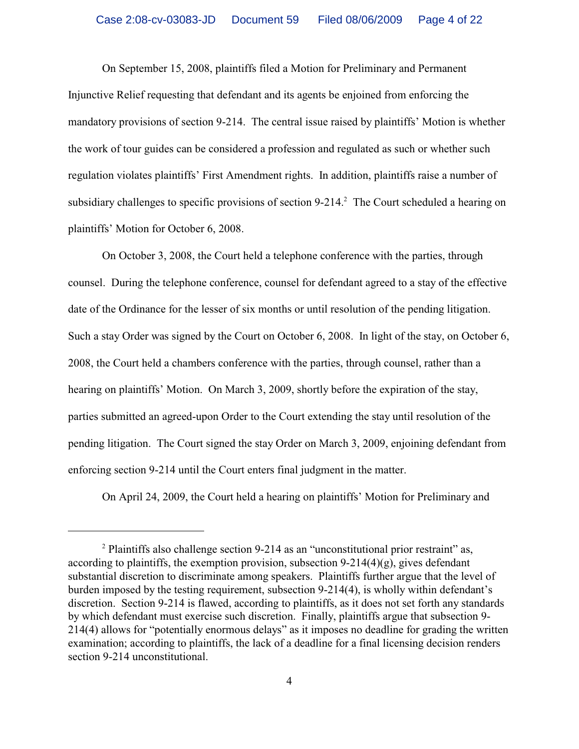On September 15, 2008, plaintiffs filed a Motion for Preliminary and Permanent Injunctive Relief requesting that defendant and its agents be enjoined from enforcing the mandatory provisions of section 9-214. The central issue raised by plaintiffs' Motion is whether the work of tour guides can be considered a profession and regulated as such or whether such regulation violates plaintiffs' First Amendment rights. In addition, plaintiffs raise a number of subsidiary challenges to specific provisions of section 9-214.[2] The Court scheduled a hearing on plaintiffs' Motion for October 6, 2008.

On October 3, 2008, the Court held a telephone conference with the parties, through counsel. During the telephone conference, counsel for defendant agreed to a stay of the effective date of the Ordinance for the lesser of six months or until resolution of the pending litigation. Such a stay Order was signed by the Court on October 6, 2008. In light of the stay, on October 6, 2008, the Court held a chambers conference with the parties, through counsel, rather than a hearing on plaintiffs' Motion. On March 3, 2009, shortly before the expiration of the stay, parties submitted an agreed-upon Order to the Court extending the stay until resolution of the pending litigation. The Court signed the stay Order on March 3, 2009, enjoining defendant from enforcing section 9-214 until the Court enters final judgment in the matter.

On April 24, 2009, the Court held a hearing on plaintiffs' Motion for Preliminary and

---

[2] Plaintiffs also challenge section 9-214 as an "unconstitutional prior restraint" as, according to plaintiffs, the exemption provision, subsection 9-214(4)(g), gives defendant substantial discretion to discriminate among speakers. Plaintiffs further argue that the level of burden imposed by the testing requirement, subsection 9-214(4), is wholly within defendant's discretion. Section 9-214 is flawed, according to plaintiffs, as it does not set forth any standards by which defendant must exercise such discretion. Finally, plaintiffs argue that subsection 9-214(4) allows for "potentially enormous delays" as it imposes no deadline for grading the written examination; according to plaintiffs, the lack of a deadline for a final licensing decision renders section 9-214 unconstitutional.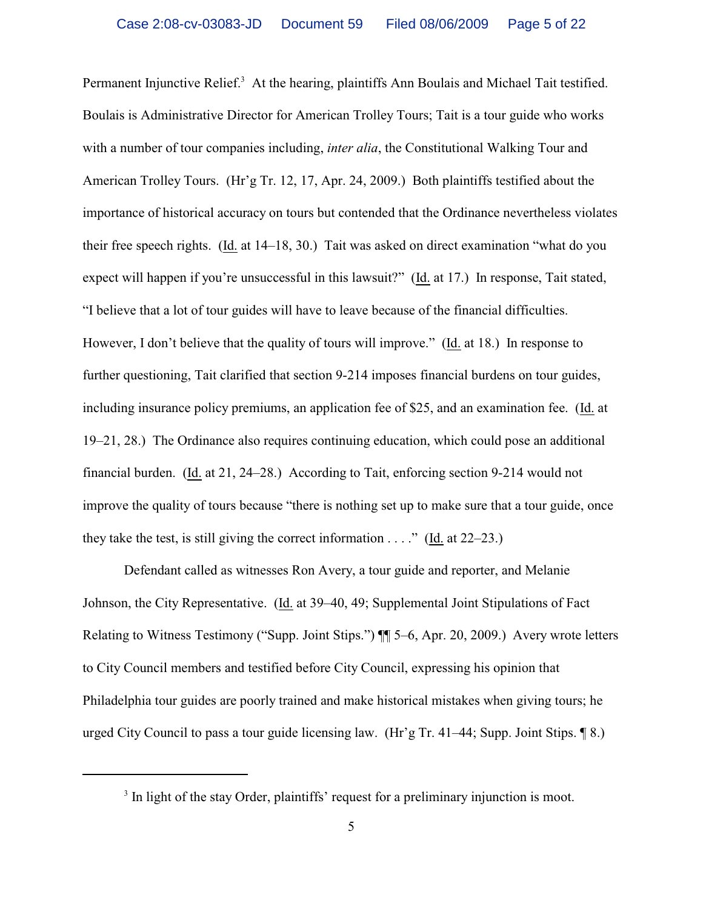Permanent Injunctive Relief.[3] At the hearing, plaintiffs Ann Boulais and Michael Tait testified. Boulais is Administrative Director for American Trolley Tours; Tait is a tour guide who works with a number of tour companies including, *inter alia*, the Constitutional Walking Tour and American Trolley Tours. (Hr'g Tr. 12, 17, Apr. 24, 2009.) Both plaintiffs testified about the importance of historical accuracy on tours but contended that the Ordinance nevertheless violates their free speech rights. (Id. at 14–18, 30.) Tait was asked on direct examination "what do you expect will happen if you're unsuccessful in this lawsuit?" (Id. at 17.) In response, Tait stated, "I believe that a lot of tour guides will have to leave because of the financial difficulties. However, I don't believe that the quality of tours will improve." (Id. at 18.) In response to further questioning, Tait clarified that section 9-214 imposes financial burdens on tour guides, including insurance policy premiums, an application fee of $25, and an examination fee. (Id. at 19–21, 28.) The Ordinance also requires continuing education, which could pose an additional financial burden. (Id. at 21, 24–28.) According to Tait, enforcing section 9-214 would not improve the quality of tours because "there is nothing set up to make sure that a tour guide, once they take the test, is still giving the correct information . . . ." (Id. at 22–23.)

Defendant called as witnesses Ron Avery, a tour guide and reporter, and Melanie Johnson, the City Representative. (Id. at 39–40, 49; Supplemental Joint Stipulations of Fact Relating to Witness Testimony ("Supp. Joint Stips.") ¶¶ 5–6, Apr. 20, 2009.) Avery wrote letters to City Council members and testified before City Council, expressing his opinion that Philadelphia tour guides are poorly trained and make historical mistakes when giving tours; he urged City Council to pass a tour guide licensing law. (Hr'g Tr. 41–44; Supp. Joint Stips. ¶ 8.)

---

[3] In light of the stay Order, plaintiffs' request for a preliminary injunction is moot.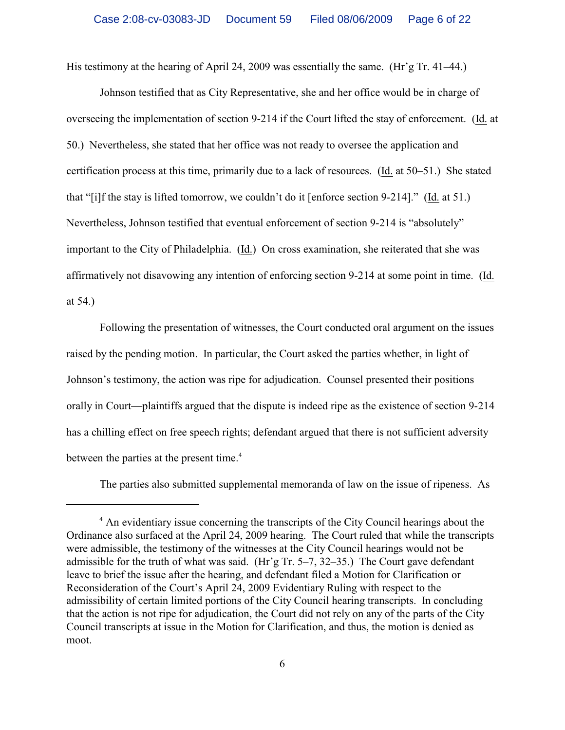His testimony at the hearing of April 24, 2009 was essentially the same. (Hr'g Tr. 41–44.)

Johnson testified that as City Representative, she and her office would be in charge of overseeing the implementation of section 9-214 if the Court lifted the stay of enforcement. (Id. at 50.) Nevertheless, she stated that her office was not ready to oversee the application and certification process at this time, primarily due to a lack of resources. (Id. at 50–51.) She stated that "[i]f the stay is lifted tomorrow, we couldn't do it [enforce section 9-214]." (Id. at 51.) Nevertheless, Johnson testified that eventual enforcement of section 9-214 is "absolutely" important to the City of Philadelphia. (Id.) On cross examination, she reiterated that she was affirmatively not disavowing any intention of enforcing section 9-214 at some point in time. (Id. at 54.)

Following the presentation of witnesses, the Court conducted oral argument on the issues raised by the pending motion. In particular, the Court asked the parties whether, in light of Johnson's testimony, the action was ripe for adjudication. Counsel presented their positions orally in Court—plaintiffs argued that the dispute is indeed ripe as the existence of section 9-214 has a chilling effect on free speech rights; defendant argued that there is not sufficient adversity between the parties at the present time.[4]

The parties also submitted supplemental memoranda of law on the issue of ripeness. As

---

[4] An evidentiary issue concerning the transcripts of the City Council hearings about the Ordinance also surfaced at the April 24, 2009 hearing. The Court ruled that while the transcripts were admissible, the testimony of the witnesses at the City Council hearings would not be admissible for the truth of what was said. (Hr'g Tr. 5–7, 32–35.) The Court gave defendant leave to brief the issue after the hearing, and defendant filed a Motion for Clarification or Reconsideration of the Court's April 24, 2009 Evidentiary Ruling with respect to the admissibility of certain limited portions of the City Council hearing transcripts. In concluding that the action is not ripe for adjudication, the Court did not rely on any of the parts of the City Council transcripts at issue in the Motion for Clarification, and thus, the motion is denied as moot.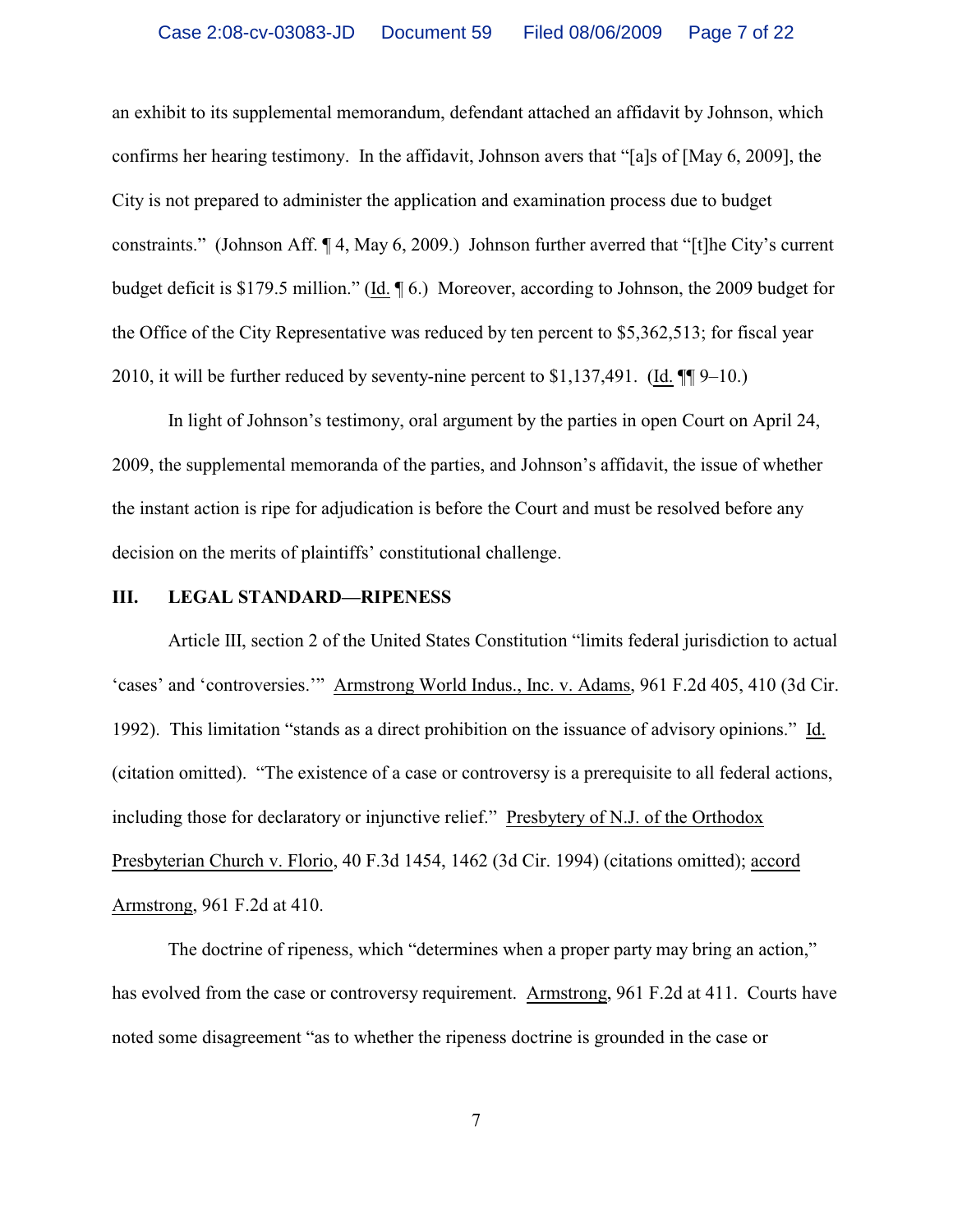an exhibit to its supplemental memorandum, defendant attached an affidavit by Johnson, which confirms her hearing testimony. In the affidavit, Johnson avers that "[a]s of [May 6, 2009], the City is not prepared to administer the application and examination process due to budget constraints." (Johnson Aff. ¶ 4, May 6, 2009.) Johnson further averred that "[t]he City's current budget deficit is $179.5 million." (Id. ¶ 6.) Moreover, according to Johnson, the 2009 budget for the Office of the City Representative was reduced by ten percent to $5,362,513; for fiscal year 2010, it will be further reduced by seventy-nine percent to $1,137,491. (Id. ¶¶ 9–10.)

In light of Johnson's testimony, oral argument by the parties in open Court on April 24, 2009, the supplemental memoranda of the parties, and Johnson's affidavit, the issue of whether the instant action is ripe for adjudication is before the Court and must be resolved before any decision on the merits of plaintiffs' constitutional challenge.

## III. LEGAL STANDARD—RIPENESS

Article III, section 2 of the United States Constitution "limits federal jurisdiction to actual 'cases' and 'controversies.'" Armstrong World Indus., Inc. v. Adams, 961 F.2d 405, 410 (3d Cir. 1992). This limitation "stands as a direct prohibition on the issuance of advisory opinions." Id. (citation omitted). "The existence of a case or controversy is a prerequisite to all federal actions, including those for declaratory or injunctive relief." Presbytery of N.J. of the Orthodox Presbyterian Church v. Florio, 40 F.3d 1454, 1462 (3d Cir. 1994) (citations omitted); accord Armstrong, 961 F.2d at 410.

The doctrine of ripeness, which "determines when a proper party may bring an action," has evolved from the case or controversy requirement. Armstrong, 961 F.2d at 411. Courts have noted some disagreement "as to whether the ripeness doctrine is grounded in the case or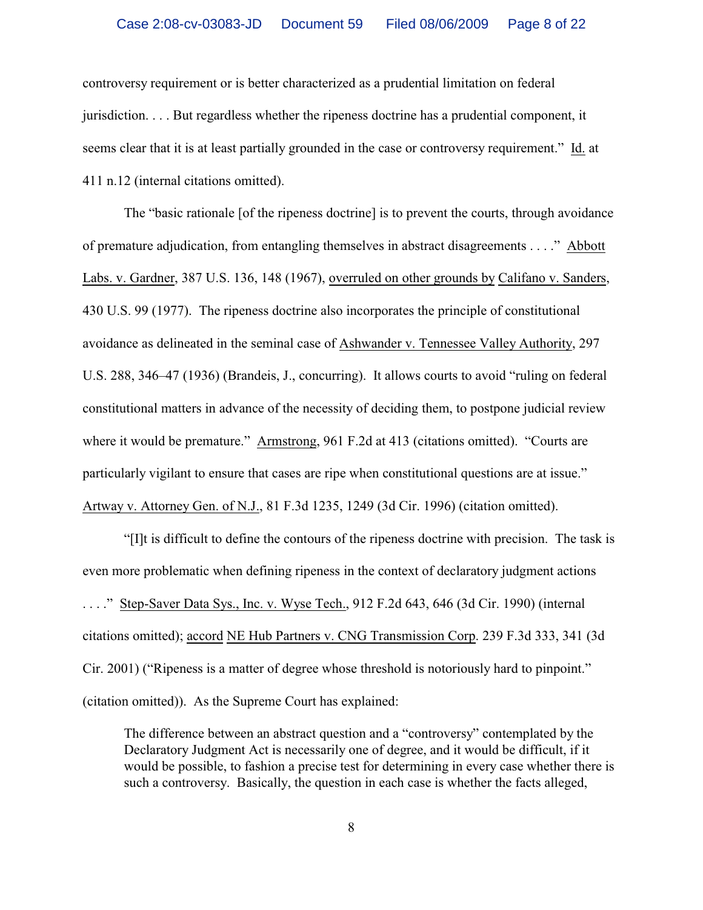controversy requirement or is better characterized as a prudential limitation on federal jurisdiction. . . . But regardless whether the ripeness doctrine has a prudential component, it seems clear that it is at least partially grounded in the case or controversy requirement." Id. at 411 n.12 (internal citations omitted).

The "basic rationale [of the ripeness doctrine] is to prevent the courts, through avoidance of premature adjudication, from entangling themselves in abstract disagreements . . . ." Abbott Labs. v. Gardner, 387 U.S. 136, 148 (1967), overruled on other grounds by Califano v. Sanders, 430 U.S. 99 (1977). The ripeness doctrine also incorporates the principle of constitutional avoidance as delineated in the seminal case of Ashwander v. Tennessee Valley Authority, 297 U.S. 288, 346–47 (1936) (Brandeis, J., concurring). It allows courts to avoid "ruling on federal constitutional matters in advance of the necessity of deciding them, to postpone judicial review where it would be premature." Armstrong, 961 F.2d at 413 (citations omitted). "Courts are particularly vigilant to ensure that cases are ripe when constitutional questions are at issue." Artway v. Attorney Gen. of N.J., 81 F.3d 1235, 1249 (3d Cir. 1996) (citation omitted).

"[I]t is difficult to define the contours of the ripeness doctrine with precision. The task is even more problematic when defining ripeness in the context of declaratory judgment actions . . . ." Step-Saver Data Sys., Inc. v. Wyse Tech., 912 F.2d 643, 646 (3d Cir. 1990) (internal citations omitted); accord NE Hub Partners v. CNG Transmission Corp. 239 F.3d 333, 341 (3d Cir. 2001) ("Ripeness is a matter of degree whose threshold is notoriously hard to pinpoint." (citation omitted)). As the Supreme Court has explained:

> The difference between an abstract question and a "controversy" contemplated by the Declaratory Judgment Act is necessarily one of degree, and it would be difficult, if it would be possible, to fashion a precise test for determining in every case whether there is such a controversy. Basically, the question in each case is whether the facts alleged,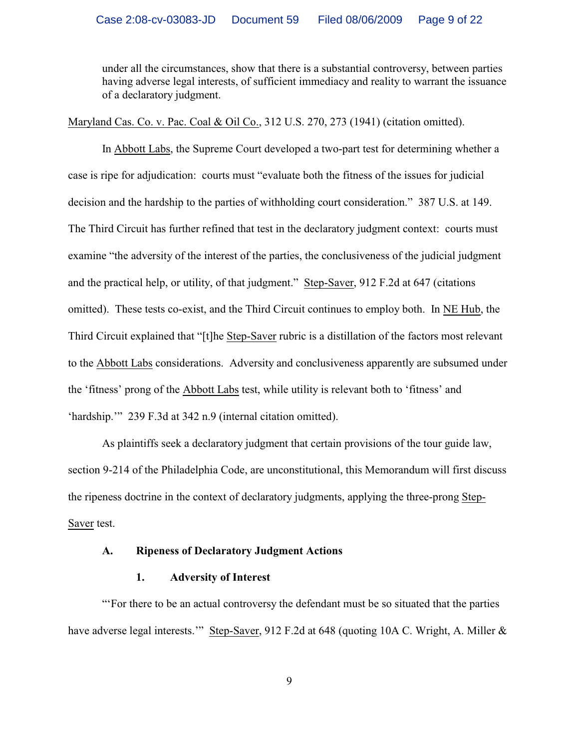under all the circumstances, show that there is a substantial controversy, between parties having adverse legal interests, of sufficient immediacy and reality to warrant the issuance of a declaratory judgment.

Maryland Cas. Co. v. Pac. Coal & Oil Co., 312 U.S. 270, 273 (1941) (citation omitted).

In Abbott Labs, the Supreme Court developed a two-part test for determining whether a case is ripe for adjudication: courts must "evaluate both the fitness of the issues for judicial decision and the hardship to the parties of withholding court consideration." 387 U.S. at 149. The Third Circuit has further refined that test in the declaratory judgment context: courts must examine "the adversity of the interest of the parties, the conclusiveness of the judicial judgment and the practical help, or utility, of that judgment." Step-Saver, 912 F.2d at 647 (citations omitted). These tests co-exist, and the Third Circuit continues to employ both. In NE Hub, the Third Circuit explained that "[t]he Step-Saver rubric is a distillation of the factors most relevant to the Abbott Labs considerations. Adversity and conclusiveness apparently are subsumed under the 'fitness' prong of the Abbott Labs test, while utility is relevant both to 'fitness' and 'hardship.'" 239 F.3d at 342 n.9 (internal citation omitted).

As plaintiffs seek a declaratory judgment that certain provisions of the tour guide law, section 9-214 of the Philadelphia Code, are unconstitutional, this Memorandum will first discuss the ripeness doctrine in the context of declaratory judgments, applying the three-prong Step-Saver test.

### A. Ripeness of Declaratory Judgment Actions

#### 1. Adversity of Interest

"'For there to be an actual controversy the defendant must be so situated that the parties have adverse legal interests.'" Step-Saver, 912 F.2d at 648 (quoting 10A C. Wright, A. Miller &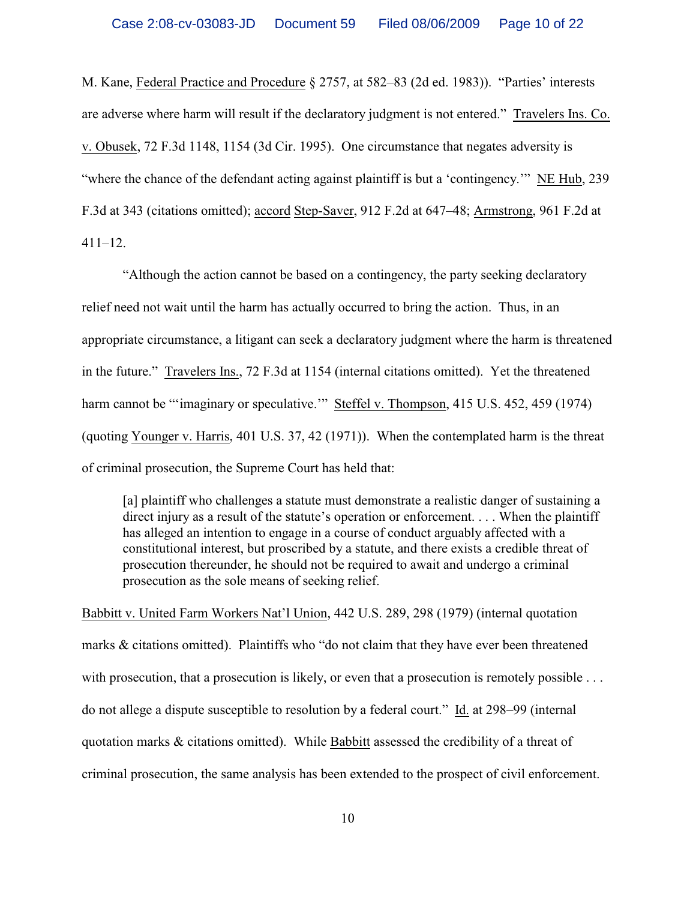M. Kane, Federal Practice and Procedure § 2757, at 582–83 (2d ed. 1983)). "Parties' interests are adverse where harm will result if the declaratory judgment is not entered." Travelers Ins. Co. v. Obusek, 72 F.3d 1148, 1154 (3d Cir. 1995). One circumstance that negates adversity is "where the chance of the defendant acting against plaintiff is but a 'contingency.'" NE Hub, 239 F.3d at 343 (citations omitted); accord Step-Saver, 912 F.2d at 647–48; Armstrong, 961 F.2d at 411–12.

"Although the action cannot be based on a contingency, the party seeking declaratory relief need not wait until the harm has actually occurred to bring the action. Thus, in an appropriate circumstance, a litigant can seek a declaratory judgment where the harm is threatened in the future." Travelers Ins., 72 F.3d at 1154 (internal citations omitted). Yet the threatened harm cannot be "'imaginary or speculative.'" Steffel v. Thompson, 415 U.S. 452, 459 (1974) (quoting Younger v. Harris, 401 U.S. 37, 42 (1971)). When the contemplated harm is the threat of criminal prosecution, the Supreme Court has held that:

> [a] plaintiff who challenges a statute must demonstrate a realistic danger of sustaining a direct injury as a result of the statute's operation or enforcement. . . . When the plaintiff has alleged an intention to engage in a course of conduct arguably affected with a constitutional interest, but proscribed by a statute, and there exists a credible threat of prosecution thereunder, he should not be required to await and undergo a criminal prosecution as the sole means of seeking relief.

Babbitt v. United Farm Workers Nat'l Union, 442 U.S. 289, 298 (1979) (internal quotation marks & citations omitted). Plaintiffs who "do not claim that they have ever been threatened with prosecution, that a prosecution is likely, or even that a prosecution is remotely possible . . . do not allege a dispute susceptible to resolution by a federal court." Id. at 298–99 (internal quotation marks & citations omitted). While Babbitt assessed the credibility of a threat of criminal prosecution, the same analysis has been extended to the prospect of civil enforcement.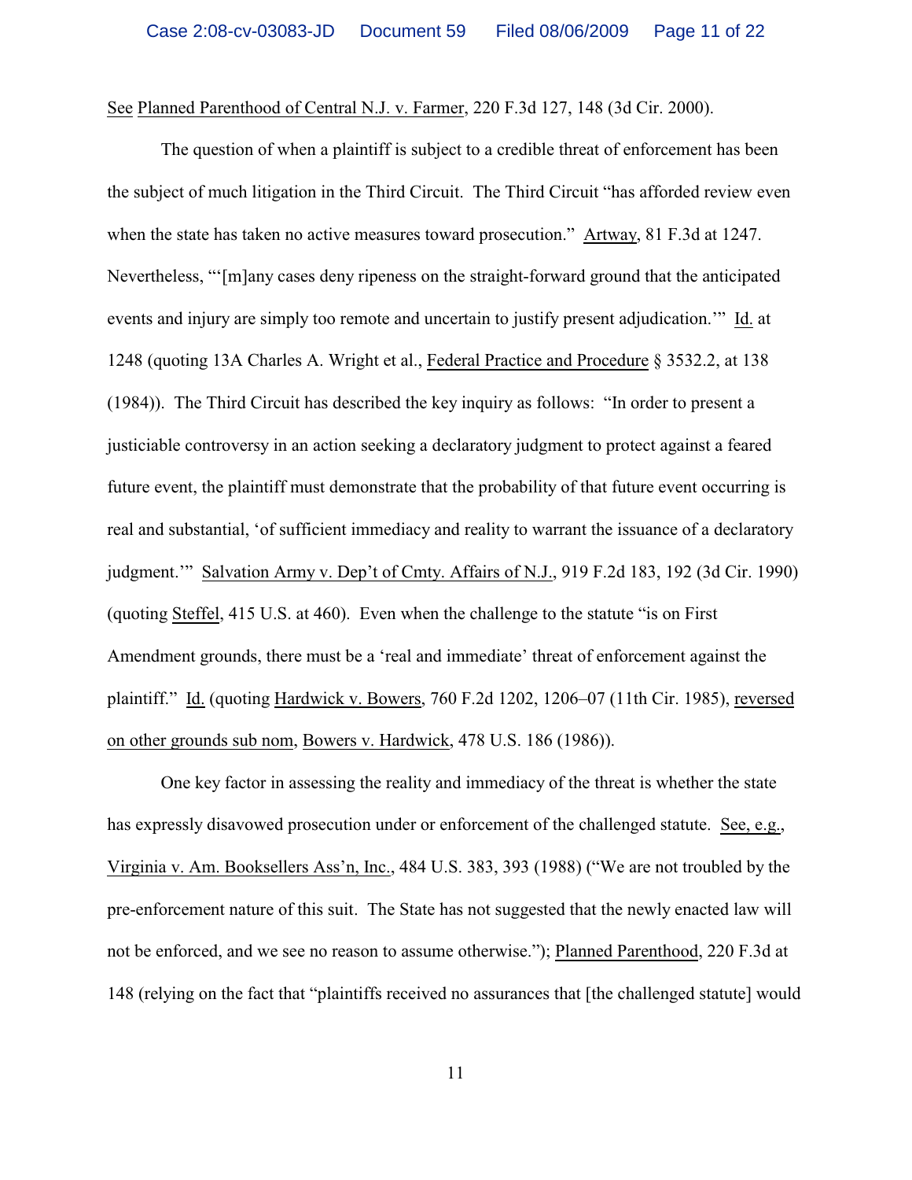See Planned Parenthood of Central N.J. v. Farmer, 220 F.3d 127, 148 (3d Cir. 2000).

The question of when a plaintiff is subject to a credible threat of enforcement has been the subject of much litigation in the Third Circuit. The Third Circuit "has afforded review even when the state has taken no active measures toward prosecution." Artway, 81 F.3d at 1247. Nevertheless, "'[m]any cases deny ripeness on the straight-forward ground that the anticipated events and injury are simply too remote and uncertain to justify present adjudication.'" Id. at 1248 (quoting 13A Charles A. Wright et al., Federal Practice and Procedure § 3532.2, at 138 (1984)). The Third Circuit has described the key inquiry as follows: "In order to present a justiciable controversy in an action seeking a declaratory judgment to protect against a feared future event, the plaintiff must demonstrate that the probability of that future event occurring is real and substantial, 'of sufficient immediacy and reality to warrant the issuance of a declaratory judgment.'" Salvation Army v. Dep't of Cmty. Affairs of N.J., 919 F.2d 183, 192 (3d Cir. 1990) (quoting Steffel, 415 U.S. at 460). Even when the challenge to the statute "is on First Amendment grounds, there must be a 'real and immediate' threat of enforcement against the plaintiff." Id. (quoting Hardwick v. Bowers, 760 F.2d 1202, 1206–07 (11th Cir. 1985), reversed on other grounds sub nom, Bowers v. Hardwick, 478 U.S. 186 (1986)).

One key factor in assessing the reality and immediacy of the threat is whether the state has expressly disavowed prosecution under or enforcement of the challenged statute. See, e.g., Virginia v. Am. Booksellers Ass'n, Inc., 484 U.S. 383, 393 (1988) ("We are not troubled by the pre-enforcement nature of this suit. The State has not suggested that the newly enacted law will not be enforced, and we see no reason to assume otherwise."); Planned Parenthood, 220 F.3d at 148 (relying on the fact that "plaintiffs received no assurances that [the challenged statute] would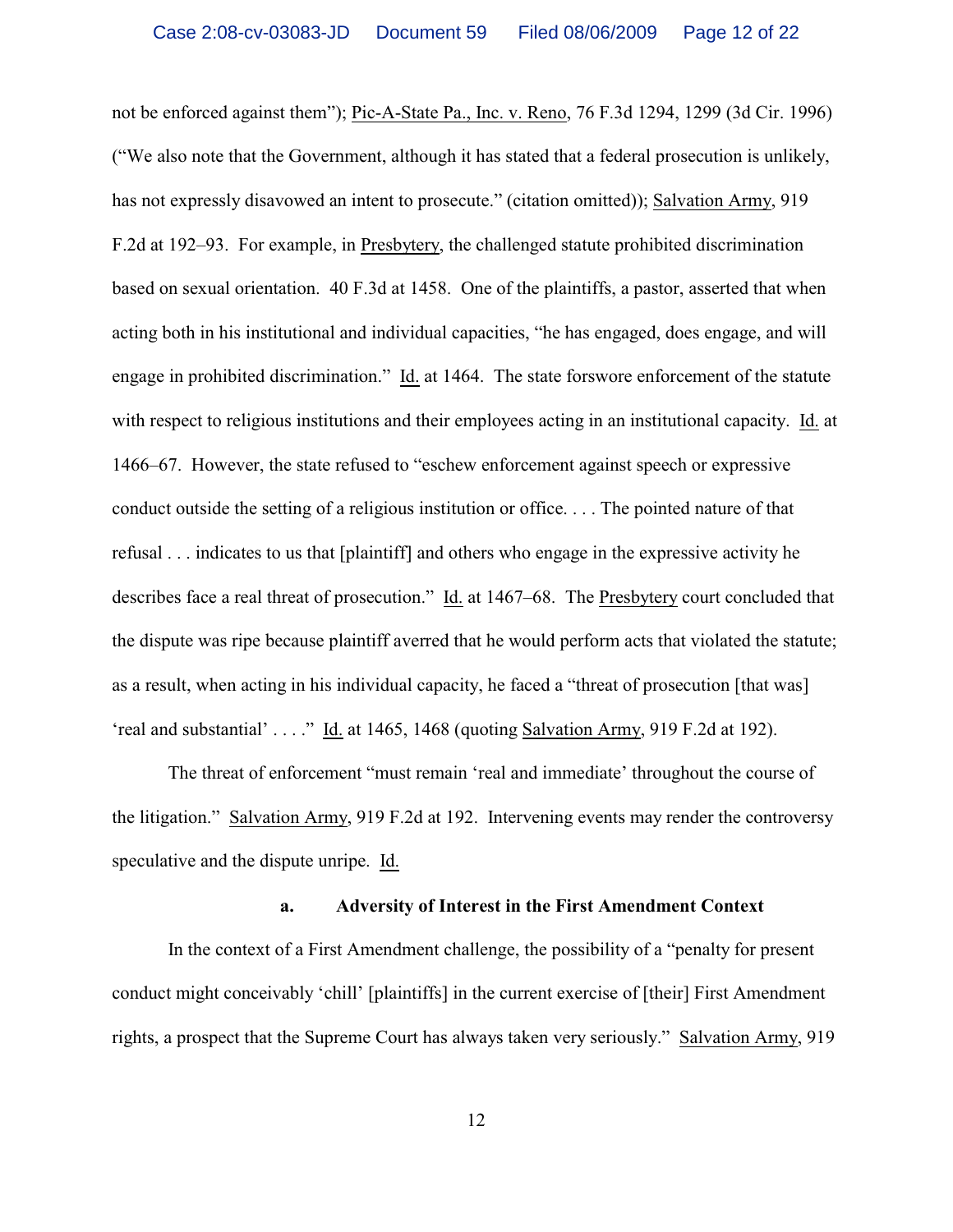not be enforced against them"); Pic-A-State Pa., Inc. v. Reno, 76 F.3d 1294, 1299 (3d Cir. 1996) ("We also note that the Government, although it has stated that a federal prosecution is unlikely, has not expressly disavowed an intent to prosecute." (citation omitted)); Salvation Army, 919 F.2d at 192–93. For example, in Presbytery, the challenged statute prohibited discrimination based on sexual orientation. 40 F.3d at 1458. One of the plaintiffs, a pastor, asserted that when acting both in his institutional and individual capacities, "he has engaged, does engage, and will engage in prohibited discrimination." Id. at 1464. The state forswore enforcement of the statute with respect to religious institutions and their employees acting in an institutional capacity. Id. at 1466–67. However, the state refused to "eschew enforcement against speech or expressive conduct outside the setting of a religious institution or office. . . . The pointed nature of that refusal . . . indicates to us that [plaintiff] and others who engage in the expressive activity he describes face a real threat of prosecution." Id. at 1467–68. The Presbytery court concluded that the dispute was ripe because plaintiff averred that he would perform acts that violated the statute; as a result, when acting in his individual capacity, he faced a "threat of prosecution [that was] 'real and substantial' . . . ." Id. at 1465, 1468 (quoting Salvation Army, 919 F.2d at 192).

The threat of enforcement "must remain 'real and immediate' throughout the course of the litigation." Salvation Army, 919 F.2d at 192. Intervening events may render the controversy speculative and the dispute unripe. Id.

#### a. Adversity of Interest in the First Amendment Context

In the context of a First Amendment challenge, the possibility of a "penalty for present conduct might conceivably 'chill' [plaintiffs] in the current exercise of [their] First Amendment rights, a prospect that the Supreme Court has always taken very seriously." Salvation Army, 919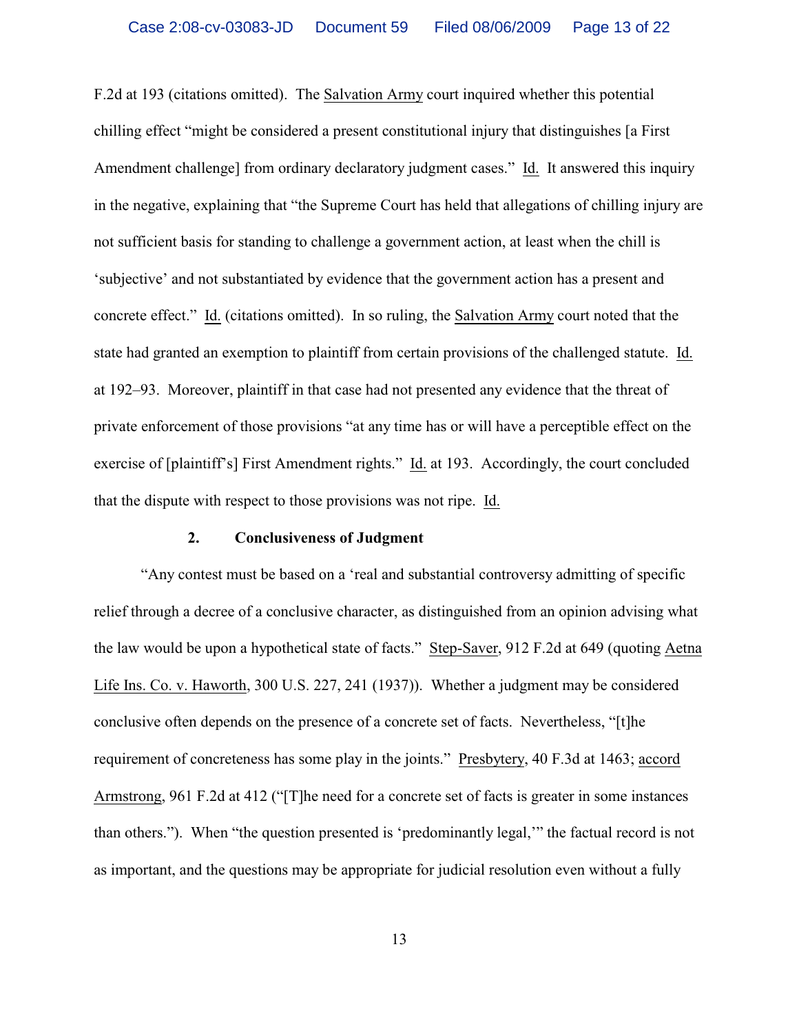F.2d at 193 (citations omitted). The Salvation Army court inquired whether this potential chilling effect "might be considered a present constitutional injury that distinguishes [a First Amendment challenge] from ordinary declaratory judgment cases." Id. It answered this inquiry in the negative, explaining that "the Supreme Court has held that allegations of chilling injury are not sufficient basis for standing to challenge a government action, at least when the chill is 'subjective' and not substantiated by evidence that the government action has a present and concrete effect." Id. (citations omitted). In so ruling, the Salvation Army court noted that the state had granted an exemption to plaintiff from certain provisions of the challenged statute. Id. at 192–93. Moreover, plaintiff in that case had not presented any evidence that the threat of private enforcement of those provisions "at any time has or will have a perceptible effect on the exercise of [plaintiff's] First Amendment rights." Id. at 193. Accordingly, the court concluded that the dispute with respect to those provisions was not ripe. Id.

**2. Conclusiveness of Judgment**

"Any contest must be based on a 'real and substantial controversy admitting of specific relief through a decree of a conclusive character, as distinguished from an opinion advising what the law would be upon a hypothetical state of facts." Step-Saver, 912 F.2d at 649 (quoting Aetna Life Ins. Co. v. Haworth, 300 U.S. 227, 241 (1937)). Whether a judgment may be considered conclusive often depends on the presence of a concrete set of facts. Nevertheless, "[t]he requirement of concreteness has some play in the joints." Presbytery, 40 F.3d at 1463; accord Armstrong, 961 F.2d at 412 ("[T]he need for a concrete set of facts is greater in some instances than others."). When "the question presented is 'predominantly legal,'" the factual record is not as important, and the questions may be appropriate for judicial resolution even without a fully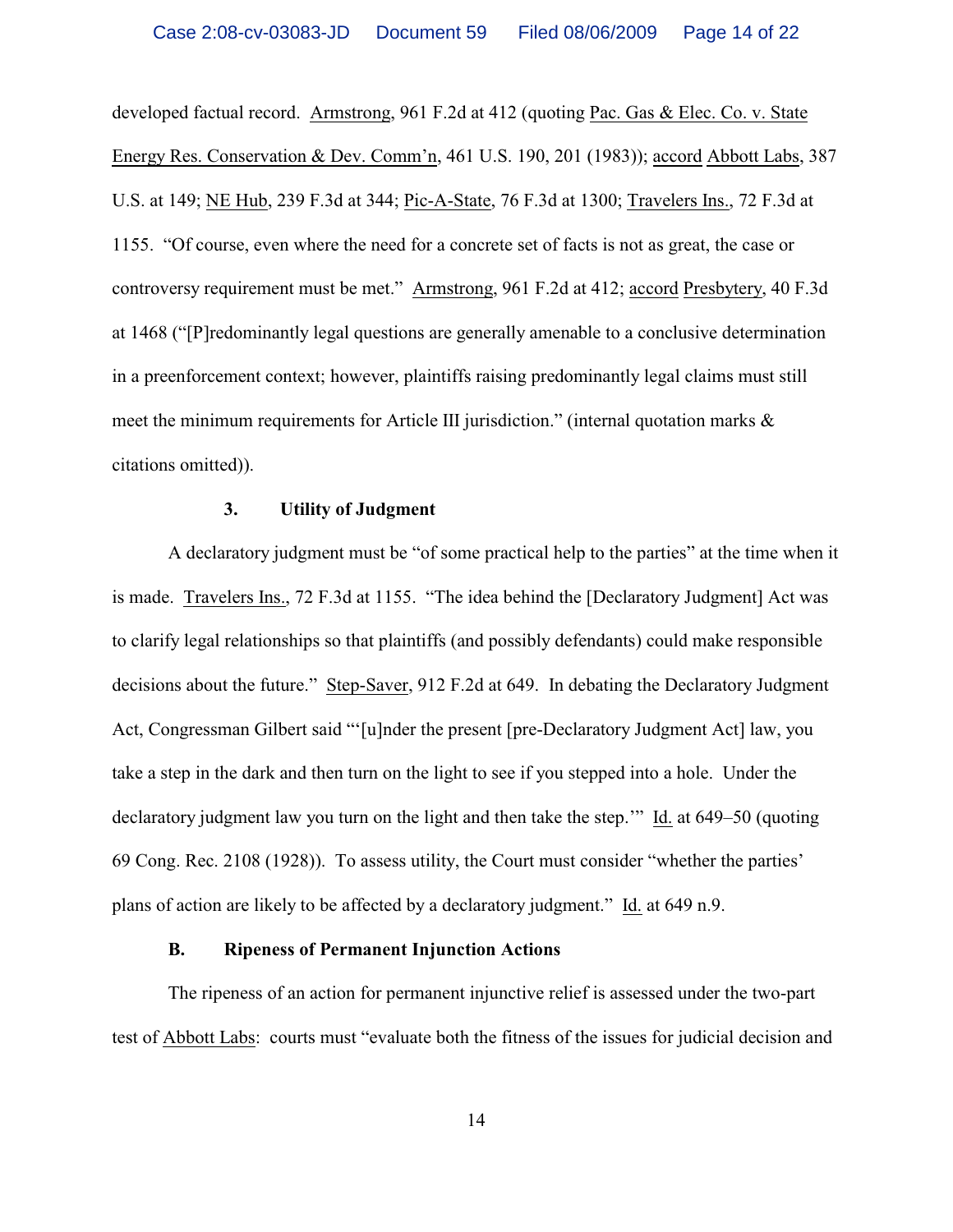developed factual record. Armstrong, 961 F.2d at 412 (quoting Pac. Gas & Elec. Co. v. State Energy Res. Conservation & Dev. Comm'n, 461 U.S. 190, 201 (1983)); accord Abbott Labs, 387 U.S. at 149; NE Hub, 239 F.3d at 344; Pic-A-State, 76 F.3d at 1300; Travelers Ins., 72 F.3d at 1155. "Of course, even where the need for a concrete set of facts is not as great, the case or controversy requirement must be met." Armstrong, 961 F.2d at 412; accord Presbytery, 40 F.3d at 1468 ("[P]redominantly legal questions are generally amenable to a conclusive determination in a preenforcement context; however, plaintiffs raising predominantly legal claims must still meet the minimum requirements for Article III jurisdiction." (internal quotation marks & citations omitted)).

### 3. Utility of Judgment

A declaratory judgment must be "of some practical help to the parties" at the time when it is made. Travelers Ins., 72 F.3d at 1155. "The idea behind the [Declaratory Judgment] Act was to clarify legal relationships so that plaintiffs (and possibly defendants) could make responsible decisions about the future." Step-Saver, 912 F.2d at 649. In debating the Declaratory Judgment Act, Congressman Gilbert said "'[u]nder the present [pre-Declaratory Judgment Act] law, you take a step in the dark and then turn on the light to see if you stepped into a hole. Under the declaratory judgment law you turn on the light and then take the step.'" Id. at 649–50 (quoting 69 Cong. Rec. 2108 (1928)). To assess utility, the Court must consider "whether the parties' plans of action are likely to be affected by a declaratory judgment." Id. at 649 n.9.

## B. Ripeness of Permanent Injunction Actions

The ripeness of an action for permanent injunctive relief is assessed under the two-part test of Abbott Labs: courts must "evaluate both the fitness of the issues for judicial decision and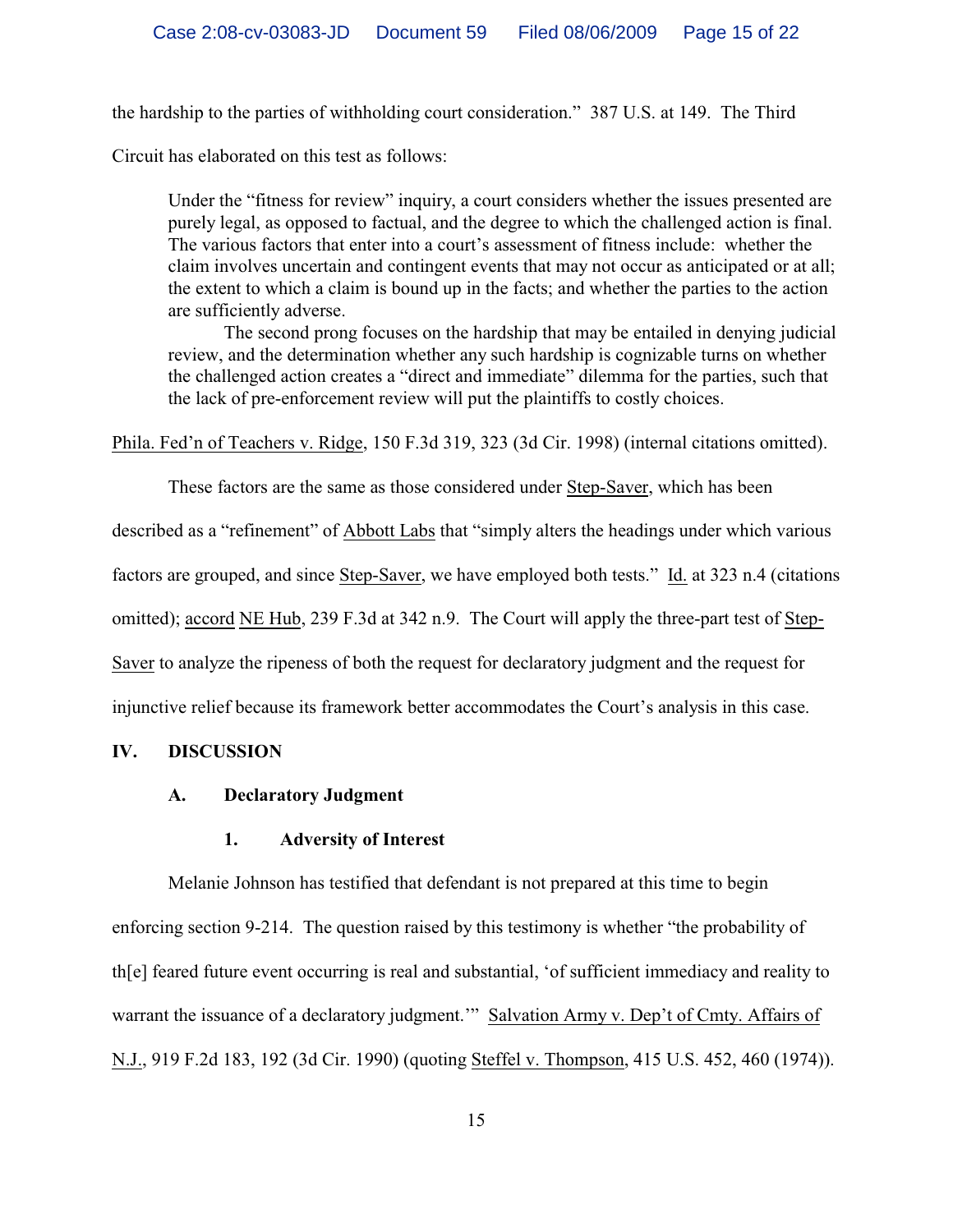the hardship to the parties of withholding court consideration." 387 U.S. at 149. The Third Circuit has elaborated on this test as follows:

> Under the "fitness for review" inquiry, a court considers whether the issues presented are purely legal, as opposed to factual, and the degree to which the challenged action is final. The various factors that enter into a court's assessment of fitness include: whether the claim involves uncertain and contingent events that may not occur as anticipated or at all; the extent to which a claim is bound up in the facts; and whether the parties to the action are sufficiently adverse.
>
> The second prong focuses on the hardship that may be entailed in denying judicial review, and the determination whether any such hardship is cognizable turns on whether the challenged action creates a "direct and immediate" dilemma for the parties, such that the lack of pre-enforcement review will put the plaintiffs to costly choices.

Phila. Fed'n of Teachers v. Ridge, 150 F.3d 319, 323 (3d Cir. 1998) (internal citations omitted).

These factors are the same as those considered under Step-Saver, which has been described as a "refinement" of Abbott Labs that "simply alters the headings under which various factors are grouped, and since Step-Saver, we have employed both tests." Id. at 323 n.4 (citations omitted); accord NE Hub, 239 F.3d at 342 n.9. The Court will apply the three-part test of Step-Saver to analyze the ripeness of both the request for declaratory judgment and the request for injunctive relief because its framework better accommodates the Court's analysis in this case.

## IV. DISCUSSION

### A. Declaratory Judgment

#### 1. Adversity of Interest

Melanie Johnson has testified that defendant is not prepared at this time to begin enforcing section 9-214. The question raised by this testimony is whether "the probability of th[e] feared future event occurring is real and substantial, 'of sufficient immediacy and reality to warrant the issuance of a declaratory judgment.'" Salvation Army v. Dep't of Cmty. Affairs of N.J., 919 F.2d 183, 192 (3d Cir. 1990) (quoting Steffel v. Thompson, 415 U.S. 452, 460 (1974)).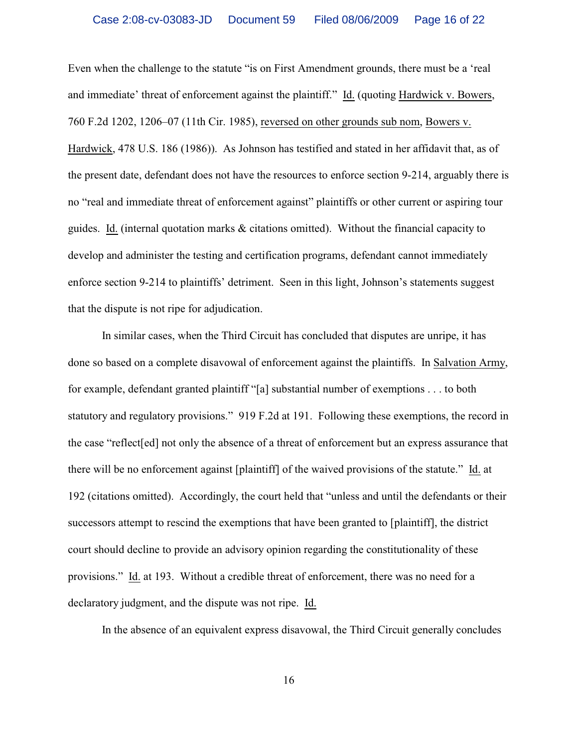Even when the challenge to the statute "is on First Amendment grounds, there must be a 'real and immediate' threat of enforcement against the plaintiff." Id. (quoting Hardwick v. Bowers, 760 F.2d 1202, 1206–07 (11th Cir. 1985), reversed on other grounds sub nom, Bowers v. Hardwick, 478 U.S. 186 (1986)). As Johnson has testified and stated in her affidavit that, as of the present date, defendant does not have the resources to enforce section 9-214, arguably there is no "real and immediate threat of enforcement against" plaintiffs or other current or aspiring tour guides. Id. (internal quotation marks & citations omitted). Without the financial capacity to develop and administer the testing and certification programs, defendant cannot immediately enforce section 9-214 to plaintiffs' detriment. Seen in this light, Johnson's statements suggest that the dispute is not ripe for adjudication.

In similar cases, when the Third Circuit has concluded that disputes are unripe, it has done so based on a complete disavowal of enforcement against the plaintiffs. In Salvation Army, for example, defendant granted plaintiff "[a] substantial number of exemptions . . . to both statutory and regulatory provisions." 919 F.2d at 191. Following these exemptions, the record in the case "reflect[ed] not only the absence of a threat of enforcement but an express assurance that there will be no enforcement against [plaintiff] of the waived provisions of the statute." Id. at 192 (citations omitted). Accordingly, the court held that "unless and until the defendants or their successors attempt to rescind the exemptions that have been granted to [plaintiff], the district court should decline to provide an advisory opinion regarding the constitutionality of these provisions." Id. at 193. Without a credible threat of enforcement, there was no need for a declaratory judgment, and the dispute was not ripe. Id.

In the absence of an equivalent express disavowal, the Third Circuit generally concludes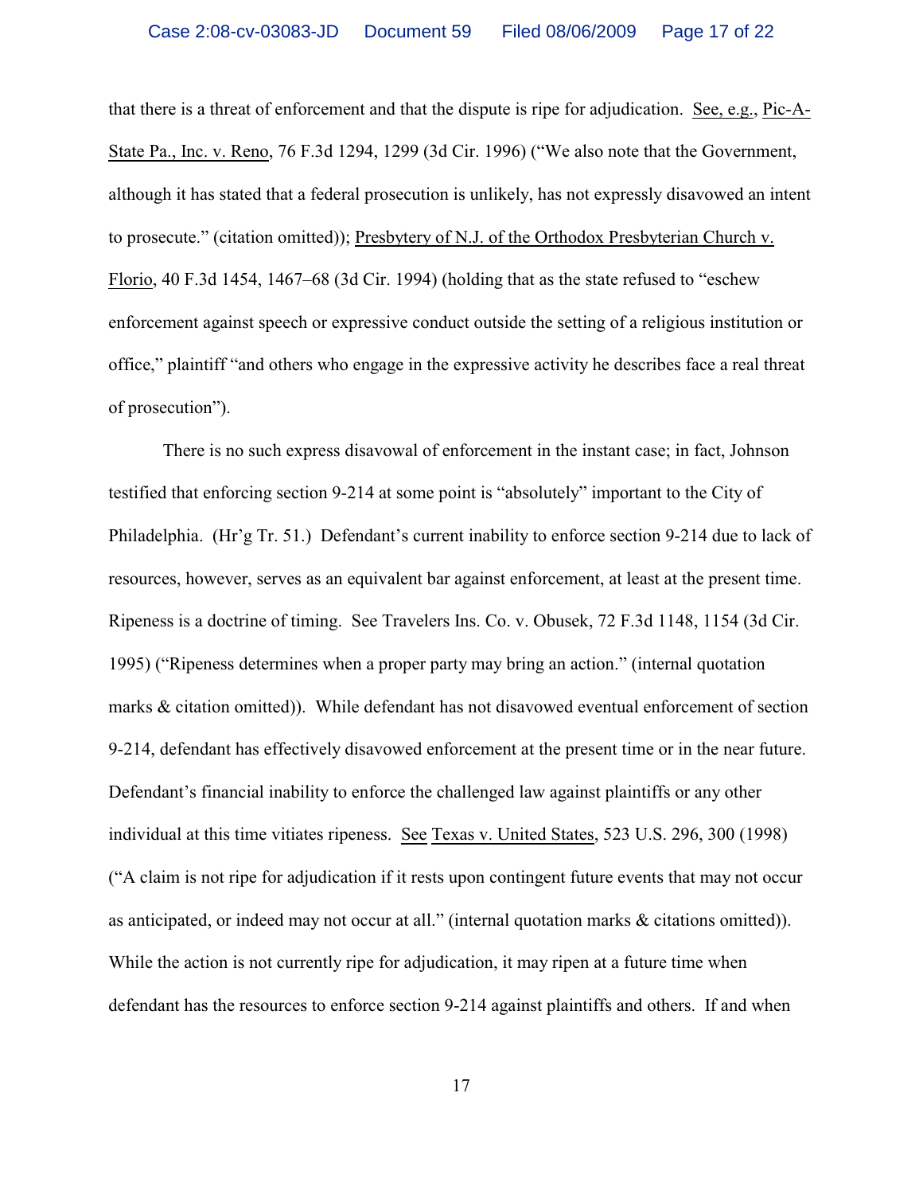that there is a threat of enforcement and that the dispute is ripe for adjudication. See, e.g., Pic-A-State Pa., Inc. v. Reno, 76 F.3d 1294, 1299 (3d Cir. 1996) ("We also note that the Government, although it has stated that a federal prosecution is unlikely, has not expressly disavowed an intent to prosecute." (citation omitted)); Presbytery of N.J. of the Orthodox Presbyterian Church v. Florio, 40 F.3d 1454, 1467–68 (3d Cir. 1994) (holding that as the state refused to "eschew enforcement against speech or expressive conduct outside the setting of a religious institution or office," plaintiff "and others who engage in the expressive activity he describes face a real threat of prosecution").

There is no such express disavowal of enforcement in the instant case; in fact, Johnson testified that enforcing section 9-214 at some point is "absolutely" important to the City of Philadelphia. (Hr'g Tr. 51.) Defendant's current inability to enforce section 9-214 due to lack of resources, however, serves as an equivalent bar against enforcement, at least at the present time. Ripeness is a doctrine of timing. See Travelers Ins. Co. v. Obusek, 72 F.3d 1148, 1154 (3d Cir. 1995) ("Ripeness determines when a proper party may bring an action." (internal quotation marks & citation omitted)). While defendant has not disavowed eventual enforcement of section 9-214, defendant has effectively disavowed enforcement at the present time or in the near future. Defendant's financial inability to enforce the challenged law against plaintiffs or any other individual at this time vitiates ripeness. See Texas v. United States, 523 U.S. 296, 300 (1998) ("A claim is not ripe for adjudication if it rests upon contingent future events that may not occur as anticipated, or indeed may not occur at all." (internal quotation marks & citations omitted)). While the action is not currently ripe for adjudication, it may ripen at a future time when defendant has the resources to enforce section 9-214 against plaintiffs and others. If and when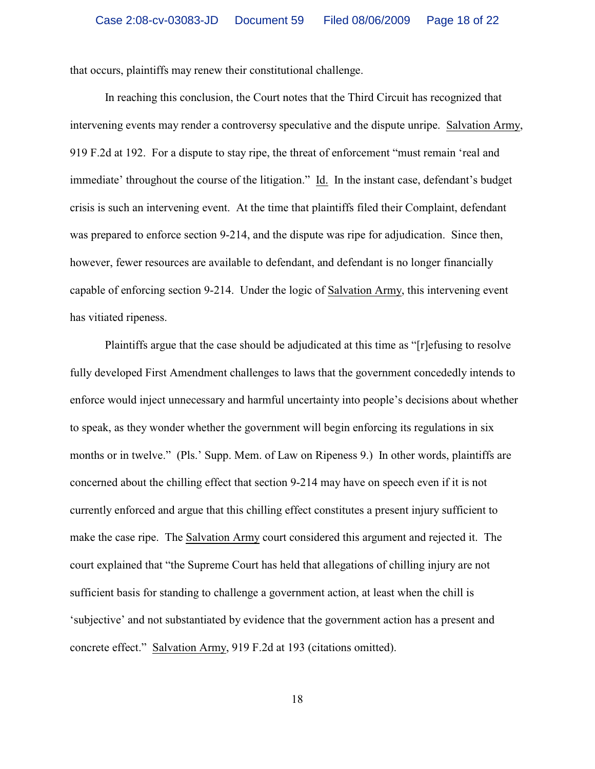that occurs, plaintiffs may renew their constitutional challenge.

In reaching this conclusion, the Court notes that the Third Circuit has recognized that intervening events may render a controversy speculative and the dispute unripe. Salvation Army, 919 F.2d at 192. For a dispute to stay ripe, the threat of enforcement "must remain 'real and immediate' throughout the course of the litigation." Id. In the instant case, defendant's budget crisis is such an intervening event. At the time that plaintiffs filed their Complaint, defendant was prepared to enforce section 9-214, and the dispute was ripe for adjudication. Since then, however, fewer resources are available to defendant, and defendant is no longer financially capable of enforcing section 9-214. Under the logic of Salvation Army, this intervening event has vitiated ripeness.

Plaintiffs argue that the case should be adjudicated at this time as "[r]efusing to resolve fully developed First Amendment challenges to laws that the government concededly intends to enforce would inject unnecessary and harmful uncertainty into people's decisions about whether to speak, as they wonder whether the government will begin enforcing its regulations in six months or in twelve." (Pls.' Supp. Mem. of Law on Ripeness 9.) In other words, plaintiffs are concerned about the chilling effect that section 9-214 may have on speech even if it is not currently enforced and argue that this chilling effect constitutes a present injury sufficient to make the case ripe. The Salvation Army court considered this argument and rejected it. The court explained that "the Supreme Court has held that allegations of chilling injury are not sufficient basis for standing to challenge a government action, at least when the chill is 'subjective' and not substantiated by evidence that the government action has a present and concrete effect." Salvation Army, 919 F.2d at 193 (citations omitted).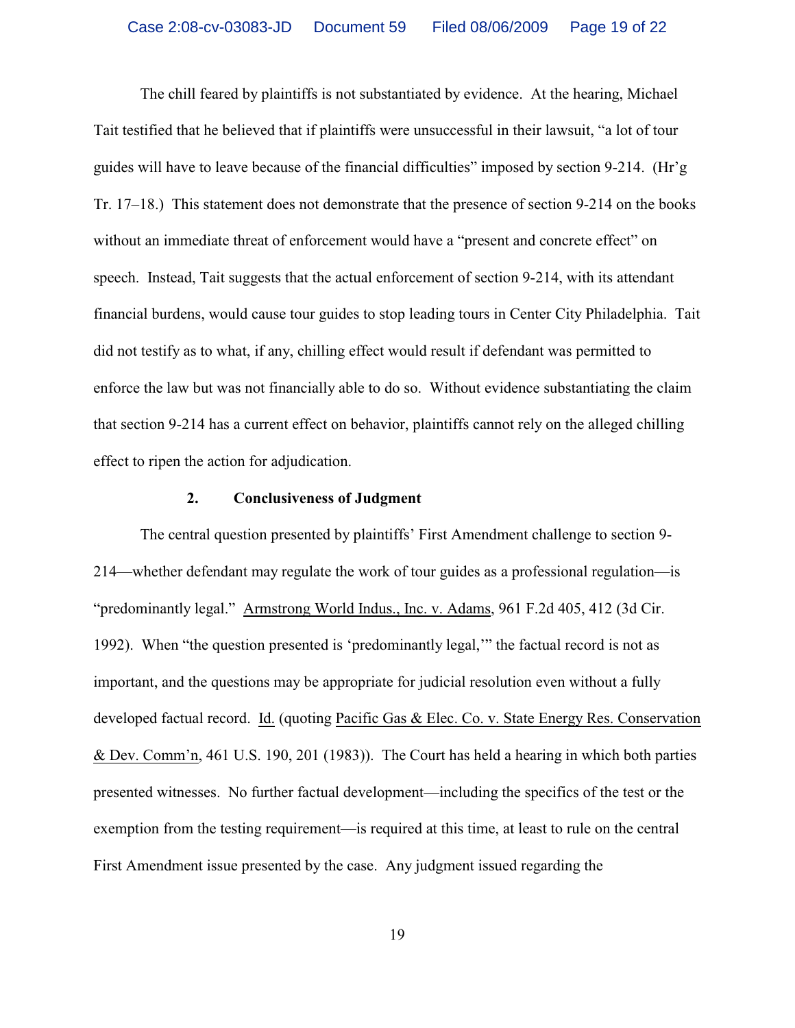The chill feared by plaintiffs is not substantiated by evidence. At the hearing, Michael Tait testified that he believed that if plaintiffs were unsuccessful in their lawsuit, "a lot of tour guides will have to leave because of the financial difficulties" imposed by section 9-214. (Hr'g Tr. 17–18.) This statement does not demonstrate that the presence of section 9-214 on the books without an immediate threat of enforcement would have a "present and concrete effect" on speech. Instead, Tait suggests that the actual enforcement of section 9-214, with its attendant financial burdens, would cause tour guides to stop leading tours in Center City Philadelphia. Tait did not testify as to what, if any, chilling effect would result if defendant was permitted to enforce the law but was not financially able to do so. Without evidence substantiating the claim that section 9-214 has a current effect on behavior, plaintiffs cannot rely on the alleged chilling effect to ripen the action for adjudication.

**2. Conclusiveness of Judgment**

The central question presented by plaintiffs' First Amendment challenge to section 9-214—whether defendant may regulate the work of tour guides as a professional regulation—is "predominantly legal." Armstrong World Indus., Inc. v. Adams, 961 F.2d 405, 412 (3d Cir. 1992). When "the question presented is 'predominantly legal,'" the factual record is not as important, and the questions may be appropriate for judicial resolution even without a fully developed factual record. Id. (quoting Pacific Gas & Elec. Co. v. State Energy Res. Conservation & Dev. Comm'n, 461 U.S. 190, 201 (1983)). The Court has held a hearing in which both parties presented witnesses. No further factual development—including the specifics of the test or the exemption from the testing requirement—is required at this time, at least to rule on the central First Amendment issue presented by the case. Any judgment issued regarding the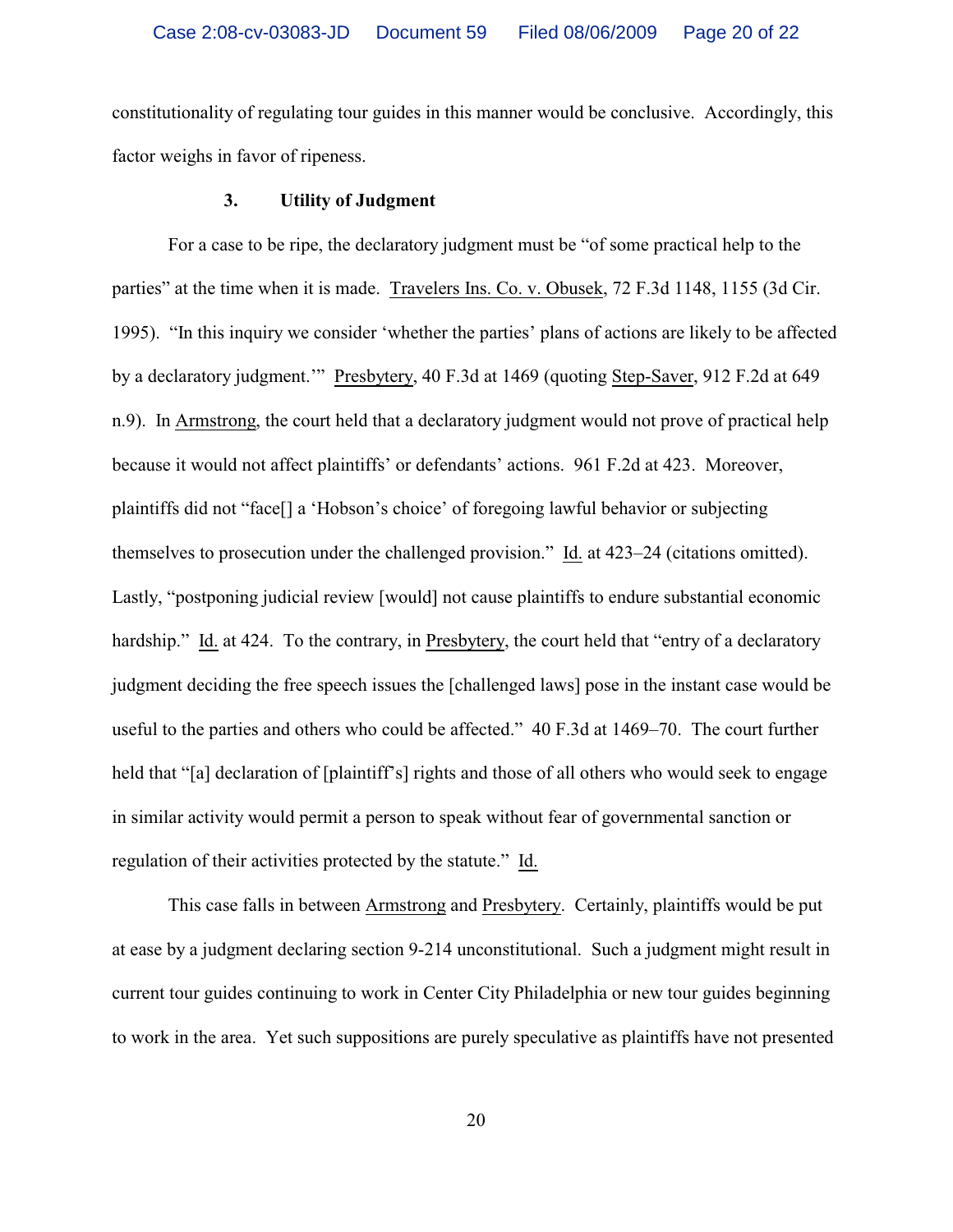constitutionality of regulating tour guides in this manner would be conclusive. Accordingly, this factor weighs in favor of ripeness.

### 3. Utility of Judgment

For a case to be ripe, the declaratory judgment must be "of some practical help to the parties" at the time when it is made. Travelers Ins. Co. v. Obusek, 72 F.3d 1148, 1155 (3d Cir. 1995). "In this inquiry we consider 'whether the parties' plans of actions are likely to be affected by a declaratory judgment.'" Presbytery, 40 F.3d at 1469 (quoting Step-Saver, 912 F.2d at 649 n.9). In Armstrong, the court held that a declaratory judgment would not prove of practical help because it would not affect plaintiffs' or defendants' actions. 961 F.2d at 423. Moreover, plaintiffs did not "face[] a 'Hobson's choice' of foregoing lawful behavior or subjecting themselves to prosecution under the challenged provision." Id. at 423–24 (citations omitted). Lastly, "postponing judicial review [would] not cause plaintiffs to endure substantial economic hardship." Id. at 424. To the contrary, in Presbytery, the court held that "entry of a declaratory judgment deciding the free speech issues the [challenged laws] pose in the instant case would be useful to the parties and others who could be affected." 40 F.3d at 1469–70. The court further held that "[a] declaration of [plaintiff's] rights and those of all others who would seek to engage in similar activity would permit a person to speak without fear of governmental sanction or regulation of their activities protected by the statute." Id.

This case falls in between Armstrong and Presbytery. Certainly, plaintiffs would be put at ease by a judgment declaring section 9-214 unconstitutional. Such a judgment might result in current tour guides continuing to work in Center City Philadelphia or new tour guides beginning to work in the area. Yet such suppositions are purely speculative as plaintiffs have not presented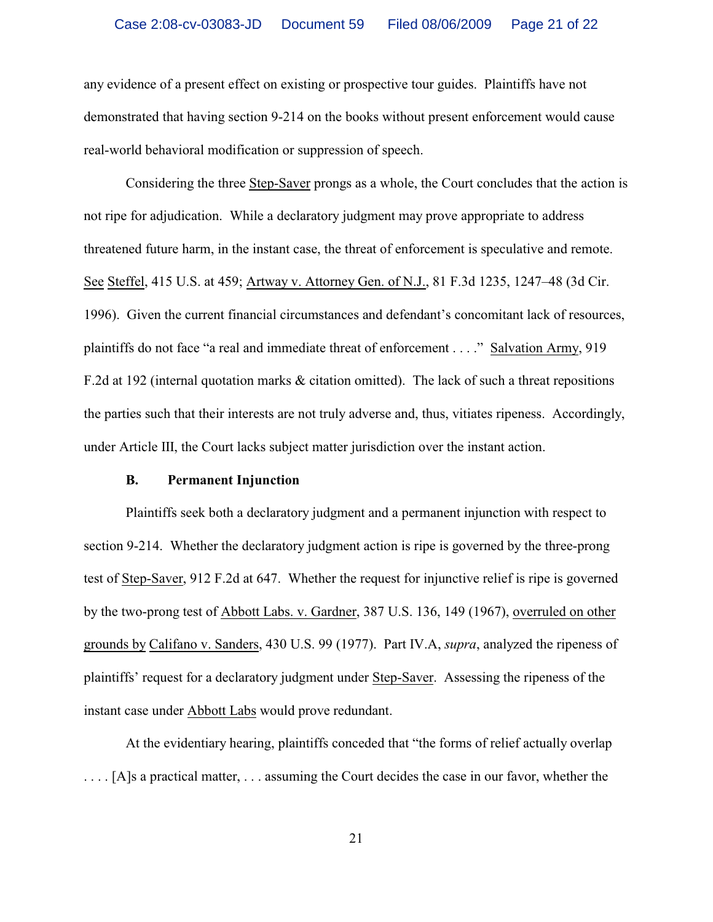any evidence of a present effect on existing or prospective tour guides. Plaintiffs have not demonstrated that having section 9-214 on the books without present enforcement would cause real-world behavioral modification or suppression of speech.

Considering the three Step-Saver prongs as a whole, the Court concludes that the action is not ripe for adjudication. While a declaratory judgment may prove appropriate to address threatened future harm, in the instant case, the threat of enforcement is speculative and remote. See Steffel, 415 U.S. at 459; Artway v. Attorney Gen. of N.J., 81 F.3d 1235, 1247–48 (3d Cir. 1996). Given the current financial circumstances and defendant's concomitant lack of resources, plaintiffs do not face "a real and immediate threat of enforcement . . . ." Salvation Army, 919 F.2d at 192 (internal quotation marks & citation omitted). The lack of such a threat repositions the parties such that their interests are not truly adverse and, thus, vitiates ripeness. Accordingly, under Article III, the Court lacks subject matter jurisdiction over the instant action.

### B. Permanent Injunction

Plaintiffs seek both a declaratory judgment and a permanent injunction with respect to section 9-214. Whether the declaratory judgment action is ripe is governed by the three-prong test of Step-Saver, 912 F.2d at 647. Whether the request for injunctive relief is ripe is governed by the two-prong test of Abbott Labs. v. Gardner, 387 U.S. 136, 149 (1967), overruled on other grounds by Califano v. Sanders, 430 U.S. 99 (1977). Part IV.A, *supra*, analyzed the ripeness of plaintiffs' request for a declaratory judgment under Step-Saver. Assessing the ripeness of the instant case under Abbott Labs would prove redundant.

At the evidentiary hearing, plaintiffs conceded that "the forms of relief actually overlap . . . . [A]s a practical matter, . . . assuming the Court decides the case in our favor, whether the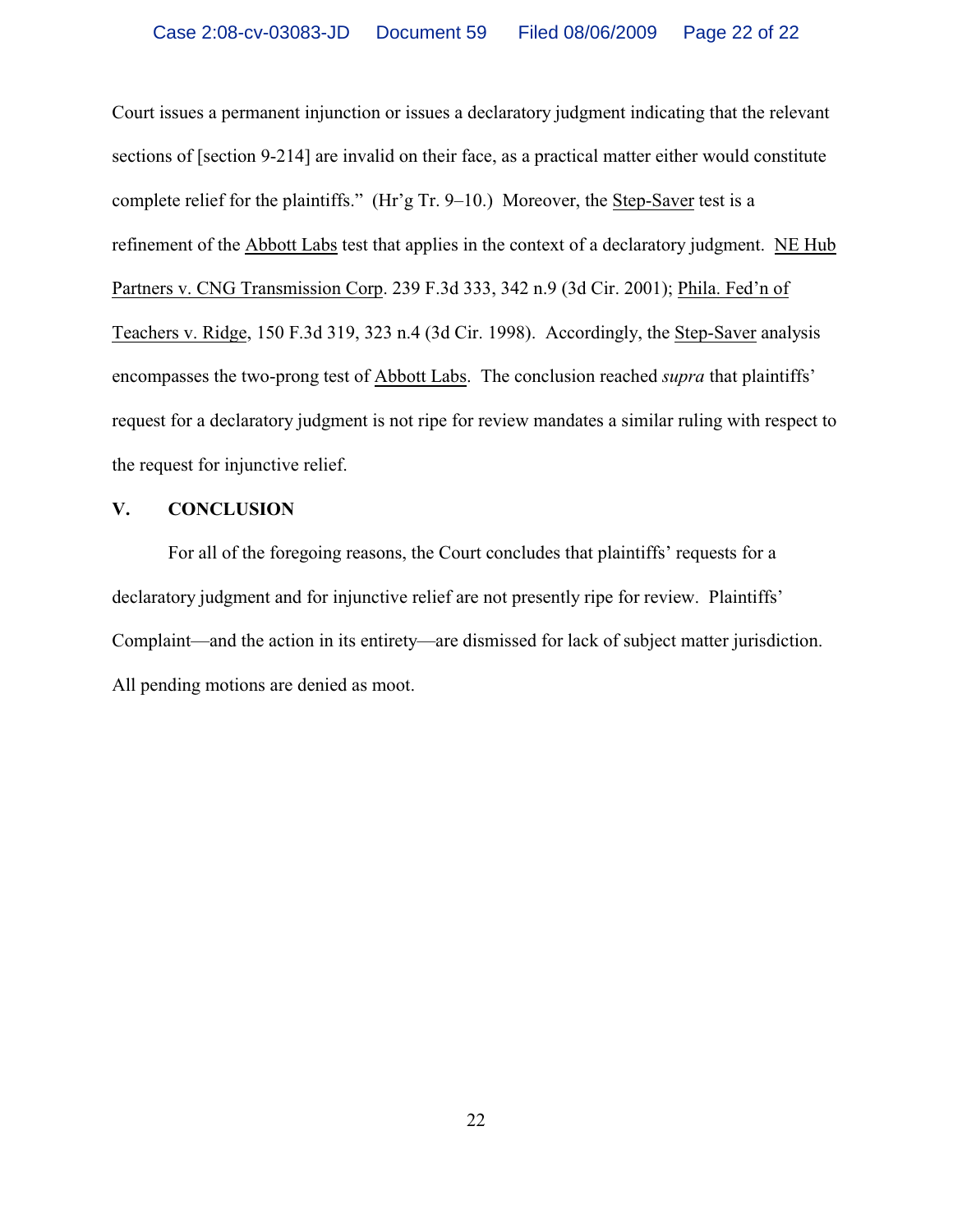Court issues a permanent injunction or issues a declaratory judgment indicating that the relevant sections of [section 9-214] are invalid on their face, as a practical matter either would constitute complete relief for the plaintiffs." (Hr'g Tr. 9–10.) Moreover, the Step-Saver test is a refinement of the Abbott Labs test that applies in the context of a declaratory judgment. NE Hub Partners v. CNG Transmission Corp. 239 F.3d 333, 342 n.9 (3d Cir. 2001); Phila. Fed'n of Teachers v. Ridge, 150 F.3d 319, 323 n.4 (3d Cir. 1998). Accordingly, the Step-Saver analysis encompasses the two-prong test of Abbott Labs. The conclusion reached *supra* that plaintiffs' request for a declaratory judgment is not ripe for review mandates a similar ruling with respect to the request for injunctive relief.

## V. CONCLUSION

For all of the foregoing reasons, the Court concludes that plaintiffs' requests for a declaratory judgment and for injunctive relief are not presently ripe for review. Plaintiffs' Complaint—and the action in its entirety—are dismissed for lack of subject matter jurisdiction. All pending motions are denied as moot.